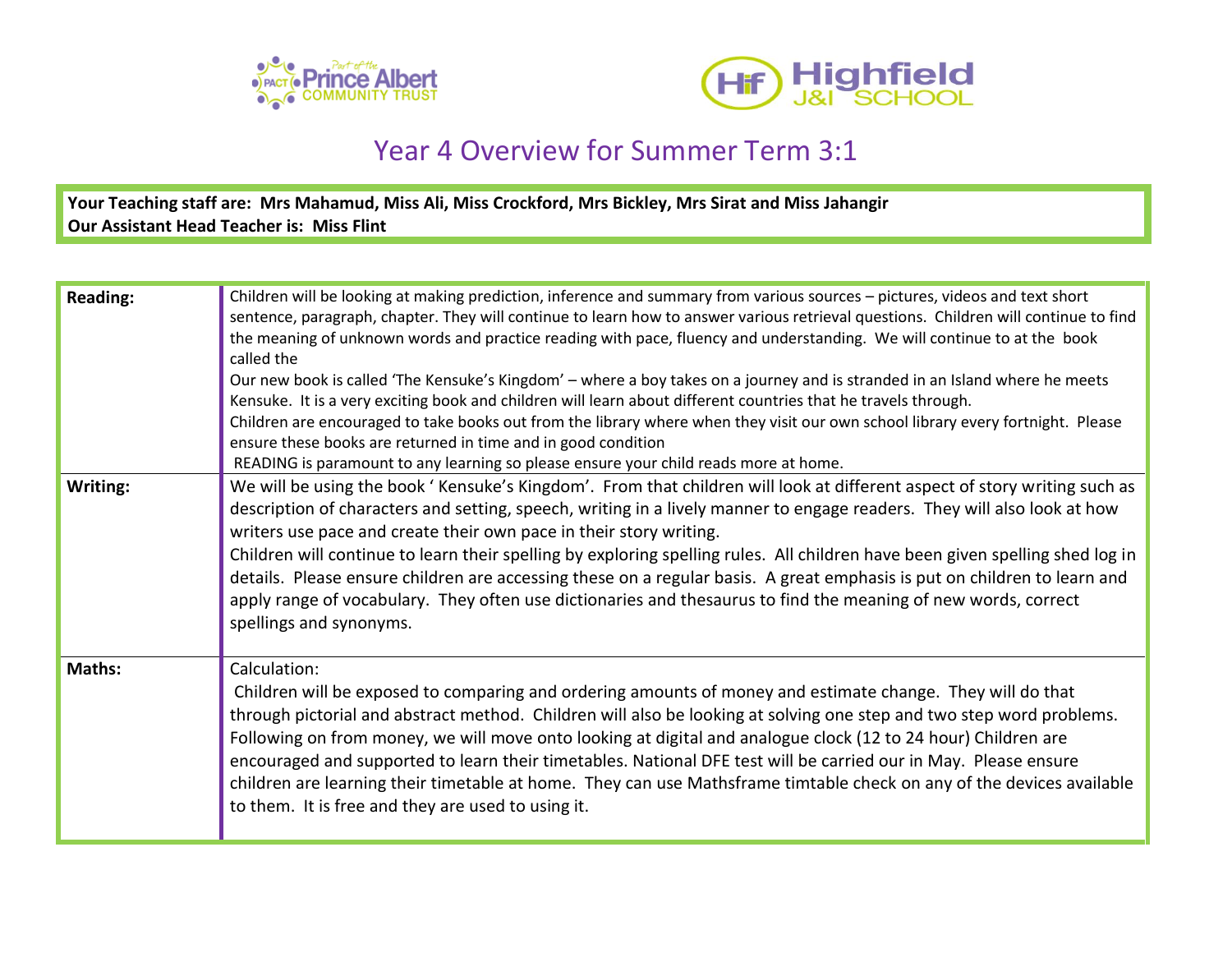# Year 4 Overview for Summer Term 3:1

**Your Teaching staff are: Mrs Mahamud, Miss Ali, Miss Crockford, Mrs Bickley, Mrs Sirat and Miss Jahangir**
**Our Assistant Head Teacher is: Miss Flint**

| | |
|---|---|
| **Reading:** | Children will be looking at making prediction, inference and summary from various sources – pictures, videos and text short sentence, paragraph, chapter. They will continue to learn how to answer various retrieval questions. Children will continue to find the meaning of unknown words and practice reading with pace, fluency and understanding. We will continue to at the book called the<br>Our new book is called 'The Kensuke's Kingdom' – where a boy takes on a journey and is stranded in an Island where he meets Kensuke. It is a very exciting book and children will learn about different countries that he travels through.<br>Children are encouraged to take books out from the library where when they visit our own school library every fortnight. Please ensure these books are returned in time and in good condition<br>READING is paramount to any learning so please ensure your child reads more at home. |
| **Writing:** | We will be using the book ' Kensuke's Kingdom'. From that children will look at different aspect of story writing such as description of characters and setting, speech, writing in a lively manner to engage readers. They will also look at how writers use pace and create their own pace in their story writing.<br>Children will continue to learn their spelling by exploring spelling rules. All children have been given spelling shed log in details. Please ensure children are accessing these on a regular basis. A great emphasis is put on children to learn and apply range of vocabulary. They often use dictionaries and thesaurus to find the meaning of new words, correct spellings and synonyms. |
| **Maths:** | Calculation:<br>Children will be exposed to comparing and ordering amounts of money and estimate change. They will do that through pictorial and abstract method. Children will also be looking at solving one step and two step word problems. Following on from money, we will move onto looking at digital and analogue clock (12 to 24 hour) Children are encouraged and supported to learn their timetables. National DFE test will be carried our in May. Please ensure children are learning their timetable at home. They can use Mathsframe timtable check on any of the devices available to them. It is free and they are used to using it. |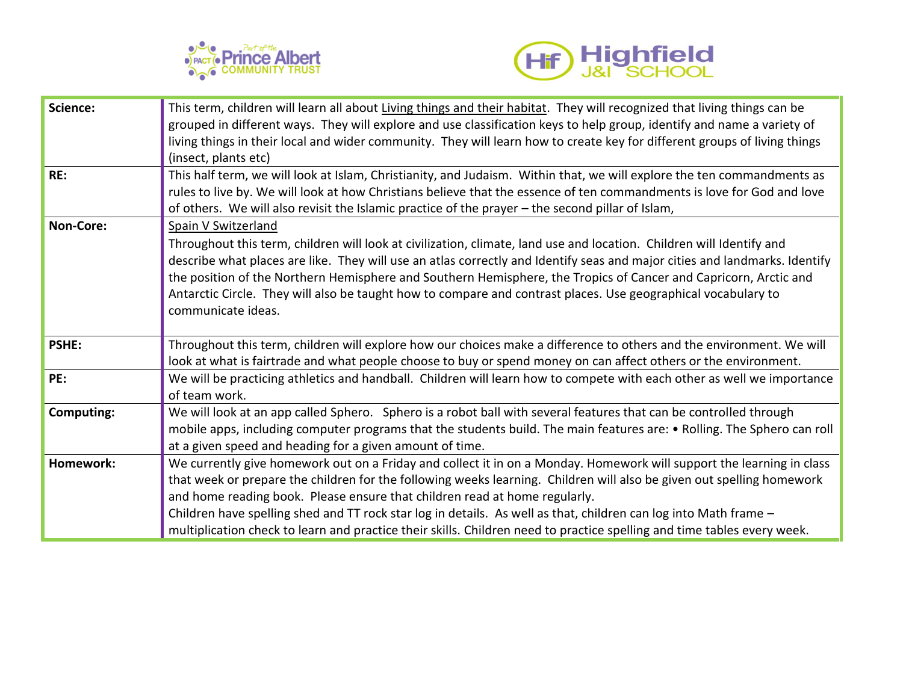| | |
|---|---|
| **Science:** | This term, children will learn all about Living things and their habitat. They will recognized that living things can be grouped in different ways. They will explore and use classification keys to help group, identify and name a variety of living things in their local and wider community. They will learn how to create key for different groups of living things (insect, plants etc) |
| **RE:** | This half term, we will look at Islam, Christianity, and Judaism. Within that, we will explore the ten commandments as rules to live by. We will look at how Christians believe that the essence of ten commandments is love for God and love of others. We will also revisit the Islamic practice of the prayer – the second pillar of Islam, |
| **Non-Core:** | Spain V Switzerland<br>Throughout this term, children will look at civilization, climate, land use and location. Children will Identify and describe what places are like. They will use an atlas correctly and Identify seas and major cities and landmarks. Identify the position of the Northern Hemisphere and Southern Hemisphere, the Tropics of Cancer and Capricorn, Arctic and Antarctic Circle. They will also be taught how to compare and contrast places. Use geographical vocabulary to communicate ideas. |
| **PSHE:** | Throughout this term, children will explore how our choices make a difference to others and the environment. We will look at what is fairtrade and what people choose to buy or spend money on can affect others or the environment. |
| **PE:** | We will be practicing athletics and handball. Children will learn how to compete with each other as well we importance of team work. |
| **Computing:** | We will look at an app called Sphero. Sphero is a robot ball with several features that can be controlled through mobile apps, including computer programs that the students build. The main features are: • Rolling. The Sphero can roll at a given speed and heading for a given amount of time. |
| **Homework:** | We currently give homework out on a Friday and collect it in on a Monday. Homework will support the learning in class that week or prepare the children for the following weeks learning. Children will also be given out spelling homework and home reading book. Please ensure that children read at home regularly.<br>Children have spelling shed and TT rock star log in details. As well as that, children can log into Math frame – multiplication check to learn and practice their skills. Children need to practice spelling and time tables every week. |